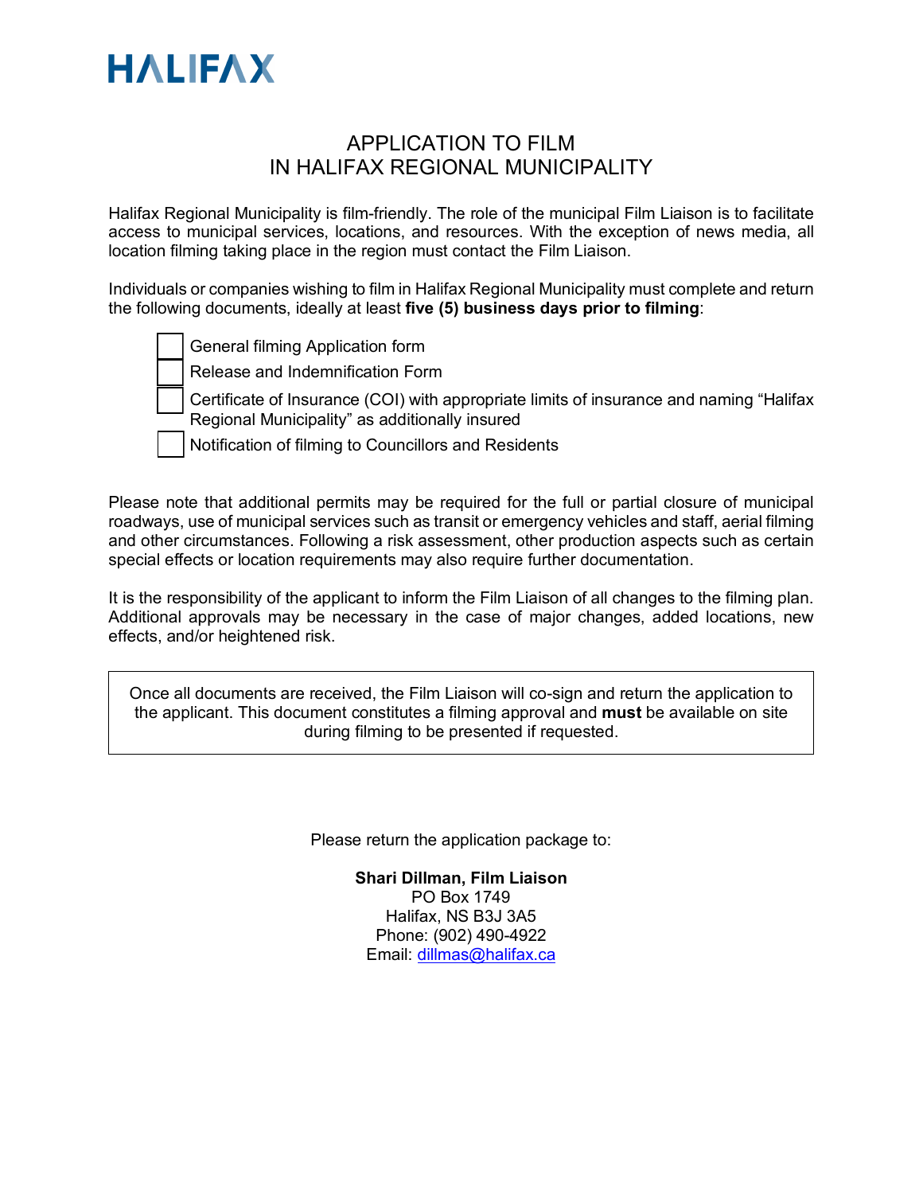HALIFAX

# APPLICATION TO FILM IN HALIFAX REGIONAL MUNICIPALITY

Halifax Regional Municipality is film-friendly. The role of the municipal Film Liaison is to facilitate access to municipal services, locations, and resources. With the exception of news media, all location filming taking place in the region must contact the Film Liaison.

Individuals or companies wishing to film in Halifax Regional Municipality must complete and return the following documents, ideally at least **five (5) business days prior to filming**:

- [ ] General filming Application form
- [ ] Release and Indemnification Form
- [ ] Certificate of Insurance (COI) with appropriate limits of insurance and naming "Halifax Regional Municipality" as additionally insured
- [ ] Notification of filming to Councillors and Residents

Please note that additional permits may be required for the full or partial closure of municipal roadways, use of municipal services such as transit or emergency vehicles and staff, aerial filming and other circumstances. Following a risk assessment, other production aspects such as certain special effects or location requirements may also require further documentation.

It is the responsibility of the applicant to inform the Film Liaison of all changes to the filming plan. Additional approvals may be necessary in the case of major changes, added locations, new effects, and/or heightened risk.

> Once all documents are received, the Film Liaison will co-sign and return the application to the applicant. This document constitutes a filming approval and **must** be available on site during filming to be presented if requested.

Please return the application package to:

**Shari Dillman, Film Liaison**
PO Box 1749
Halifax, NS B3J 3A5
Phone: (902) 490-4922
Email: dillmas@halifax.ca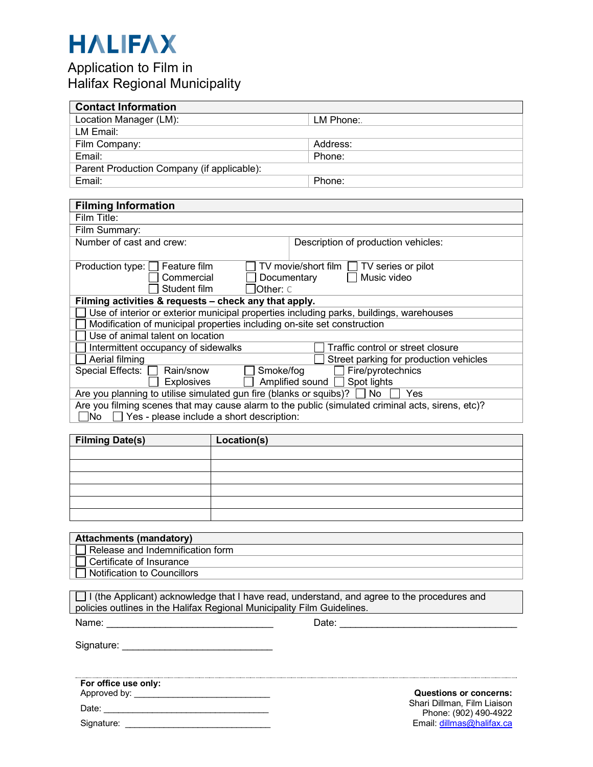# HALIFAX

## Application to Film in Halifax Regional Municipality

| Contact Information | |
|---|---|
| Location Manager (LM): | LM Phone:. |
| LM Email: | |
| Film Company: | Address: |
| Email: | Phone: |
| Parent Production Company (if applicable): | |
| Email: | Phone: |

| Filming Information | |
|---|---|
| Film Title: | |
| Film Summary: | |
| Number of cast and crew: | Description of production vehicles: |

Production type: ☐ Feature film ☐ TV movie/short film ☐ TV series or pilot ☐ Commercial ☐ Documentary ☐ Music video ☐ Student film ☐ Other: C

**Filming activities & requests – check any that apply.**

- ☐ Use of interior or exterior municipal properties including parks, buildings, warehouses
- ☐ Modification of municipal properties including on-site set construction
- ☐ Use of animal talent on location
- ☐ Intermittent occupancy of sidewalks
- ☐ Traffic control or street closure
- ☐ Aerial filming
- ☐ Street parking for production vehicles

Special Effects: ☐ Rain/snow ☐ Smoke/fog ☐ Fire/pyrotechnics ☐ Explosives ☐ Amplified sound ☐ Spot lights

Are you planning to utilise simulated gun fire (blanks or squibs)? ☐ No ☐ Yes

Are you filming scenes that may cause alarm to the public (simulated criminal acts, sirens, etc)?
☐ No ☐ Yes - please include a short description:

| Filming Date(s) | Location(s) |
|---|---|
| | |
| | |
| | |
| | |
| | |
| | |

**Attachments (mandatory)**

- ☐ Release and Indemnification form
- ☐ Certificate of Insurance
- ☐ Notification to Councillors

☐ I (the Applicant) acknowledge that I have read, understand, and agree to the procedures and policies outlines in the Halifax Regional Municipality Film Guidelines.

Name: ______________________________ Date: ______________________________

Signature: ___________________________

**For office use only:**
Approved by: ___________________________
Date: ________________________________
Signature: ____________________________

**Questions or concerns:**
Shari Dillman, Film Liaison
Phone: (902) 490-4922
Email: dillmas@halifax.ca